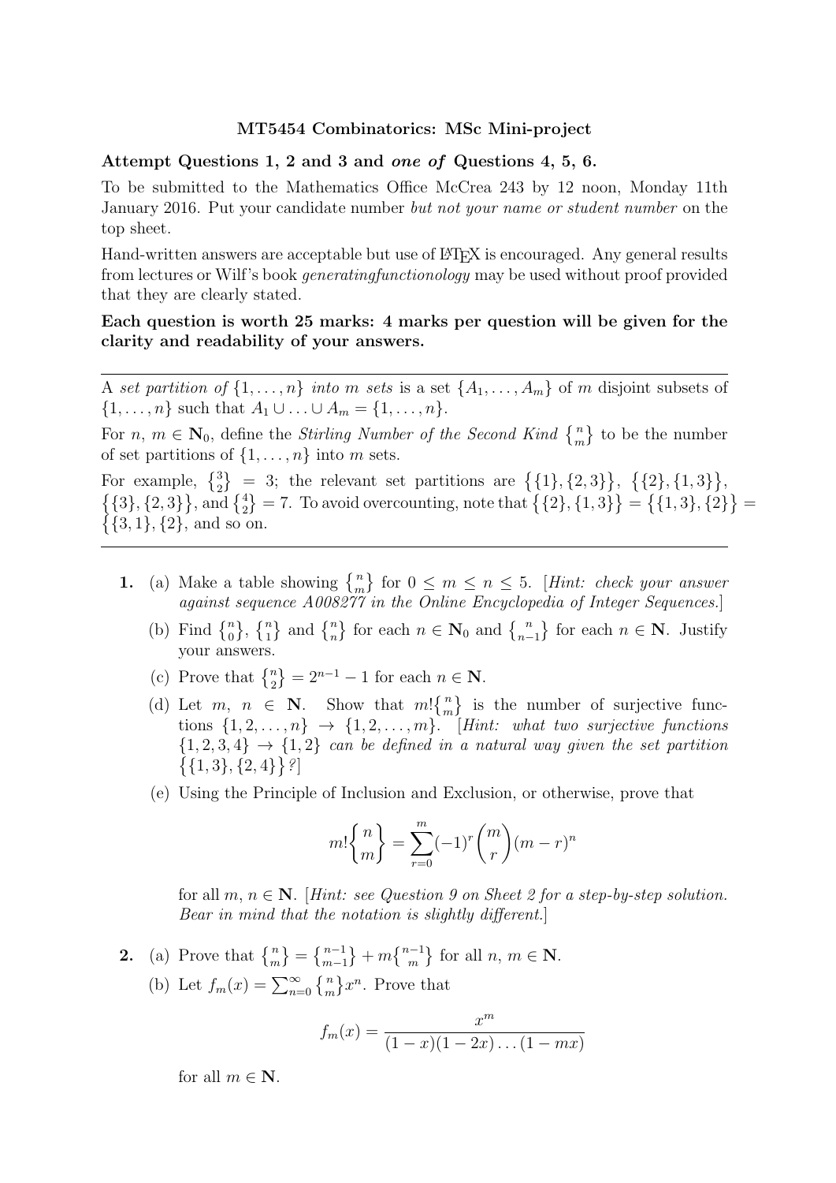**MT5454 Combinatorics: MSc Mini-project**

**Attempt Questions 1, 2 and 3 and *one of* Questions 4, 5, 6.**

To be submitted to the Mathematics Office McCrea 243 by 12 noon, Monday 11th January 2016. Put your candidate number *but not your name or student number* on the top sheet.

Hand-written answers are acceptable but use of LaTeX is encouraged. Any general results from lectures or Wilf's book *generatingfunctionology* may be used without proof provided that they are clearly stated.

**Each question is worth 25 marks: 4 marks per question will be given for the clarity and readability of your answers.**

---

A *set partition of* $\{1, \ldots, n\}$ *into* $m$ *sets* is a set $\{A_1, \ldots, A_m\}$ of $m$ disjoint subsets of $\{1, \ldots, n\}$ such that $A_1 \cup \ldots \cup A_m = \{1, \ldots, n\}$.

For $n$, $m \in \mathbf{N}_0$, define the *Stirling Number of the Second Kind* $\left\{ {n \atop m} \right\}$ to be the number of set partitions of $\{1, \ldots, n\}$ into $m$ sets.

For example, $\left\{ {3 \atop 2} \right\} = 3$; the relevant set partitions are $\big\{\{1\}, \{2, 3\}\big\}$, $\big\{\{2\}, \{1, 3\}\big\}$, $\big\{\{3\}, \{2, 3\}\big\}$, and $\left\{ {4 \atop 2} \right\} = 7$. To avoid overcounting, note that $\big\{\{2\}, \{1, 3\}\big\} = \big\{\{1, 3\}, \{2\}\big\} = \big\{\{3, 1\}, \{2\}\big\}$, and so on.

---

**1.** (a) Make a table showing $\left\{ {n \atop m} \right\}$ for $0 \leq m \leq n \leq 5$. [*Hint: check your answer against sequence A008277 in the Online Encyclopedia of Integer Sequences.*]

(b) Find $\left\{ {n \atop 0} \right\}$, $\left\{ {n \atop 1} \right\}$ and $\left\{ {n \atop n} \right\}$ for each $n \in \mathbf{N}_0$ and $\left\{ {n \atop n-1} \right\}$ for each $n \in \mathbf{N}$. Justify your answers.

(c) Prove that $\left\{ {n \atop 2} \right\} = 2^{n-1} - 1$ for each $n \in \mathbf{N}$.

(d) Let $m$, $n \in \mathbf{N}$. Show that $m!\left\{ {n \atop m} \right\}$ is the number of surjective functions $\{1, 2, \ldots, n\} \to \{1, 2, \ldots, m\}$. [*Hint: what two surjective functions* $\{1, 2, 3, 4\} \to \{1, 2\}$ *can be defined in a natural way given the set partition* $\big\{\{1, 3\}, \{2, 4\}\big\}$*?*]

(e) Using the Principle of Inclusion and Exclusion, or otherwise, prove that

$$m!\left\{ {n \atop m} \right\} = \sum_{r=0}^{m} (-1)^r \binom{m}{r} (m - r)^n$$

for all $m, n \in \mathbf{N}$. [*Hint: see Question 9 on Sheet 2 for a step-by-step solution. Bear in mind that the notation is slightly different.*]

**2.** (a) Prove that $\left\{ {n \atop m} \right\} = \left\{ {n-1 \atop m-1} \right\} + m\left\{ {n-1 \atop m} \right\}$ for all $n$, $m \in \mathbf{N}$.

(b) Let $f_m(x) = \sum_{n=0}^{\infty} \left\{ {n \atop m} \right\} x^n$. Prove that

$$f_m(x) = \frac{x^m}{(1 - x)(1 - 2x) \ldots (1 - mx)}$$

for all $m \in \mathbf{N}$.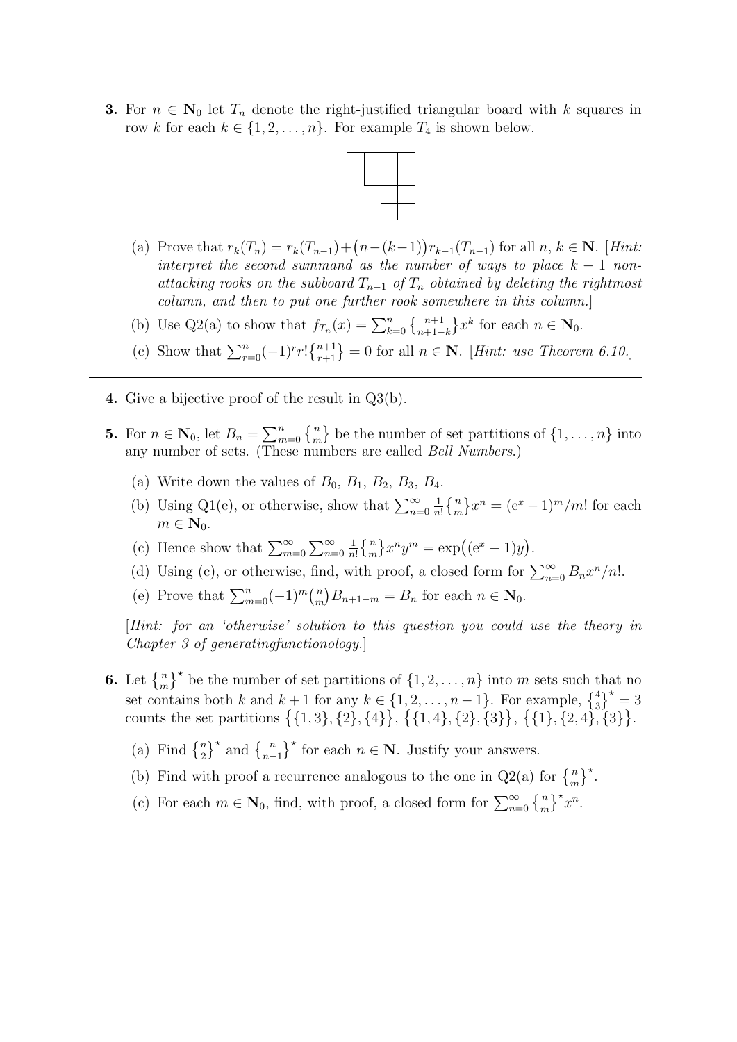**3.** For $n \in \mathbf{N}_0$ let $T_n$ denote the right-justified triangular board with $k$ squares in row $k$ for each $k \in \{1, 2, \ldots, n\}$. For example $T_4$ is shown below.

(a) Prove that $r_k(T_n) = r_k(T_{n-1}) + \big(n-(k-1)\big) r_{k-1}(T_{n-1})$ for all $n, k \in \mathbf{N}$. [*Hint: interpret the second summand as the number of ways to place $k-1$ non-attacking rooks on the subboard $T_{n-1}$ of $T_n$ obtained by deleting the rightmost column, and then to put one further rook somewhere in this column.*]

(b) Use Q2(a) to show that $f_{T_n}(x) = \sum_{k=0}^{n} \left\{ {n+1 \atop n+1-k} \right\} x^k$ for each $n \in \mathbf{N}_0$.

(c) Show that $\sum_{r=0}^{n} (-1)^r r! \left\{ {n+1 \atop r+1} \right\} = 0$ for all $n \in \mathbf{N}$. [*Hint: use Theorem 6.10.*]

---

**4.** Give a bijective proof of the result in Q3(b).

**5.** For $n \in \mathbf{N}_0$, let $B_n = \sum_{m=0}^{n} \left\{ {n \atop m} \right\}$ be the number of set partitions of $\{1, \ldots, n\}$ into any number of sets. (These numbers are called *Bell Numbers*.)

(a) Write down the values of $B_0$, $B_1$, $B_2$, $B_3$, $B_4$.

(b) Using Q1(e), or otherwise, show that $\sum_{n=0}^{\infty} \frac{1}{n!} \left\{ {n \atop m} \right\} x^n = (\mathrm{e}^x - 1)^m / m!$ for each $m \in \mathbf{N}_0$.

(c) Hence show that $\sum_{m=0}^{\infty} \sum_{n=0}^{\infty} \frac{1}{n!} \left\{ {n \atop m} \right\} x^n y^m = \exp\big((\mathrm{e}^x - 1) y\big)$.

(d) Using (c), or otherwise, find, with proof, a closed form for $\sum_{n=0}^{\infty} B_n x^n / n!$.

(e) Prove that $\sum_{m=0}^{n} (-1)^m \binom{n}{m} B_{n+1-m} = B_n$ for each $n \in \mathbf{N}_0$.

[*Hint: for an 'otherwise' solution to this question you could use the theory in Chapter 3 of generatingfunctionology.*]

**6.** Let $\left\{ {n \atop m} \right\}^{\star}$ be the number of set partitions of $\{1, 2, \ldots, n\}$ into $m$ sets such that no set contains both $k$ and $k+1$ for any $k \in \{1, 2, \ldots, n-1\}$. For example, $\left\{ {4 \atop 3} \right\}^{\star} = 3$ counts the set partitions $\big\{\{1,3\},\{2\},\{4\}\big\}$, $\big\{\{1,4\},\{2\},\{3\}\big\}$, $\big\{\{1\},\{2,4\},\{3\}\big\}$.

(a) Find $\left\{ {n \atop 2} \right\}^{\star}$ and $\left\{ {n \atop n-1} \right\}^{\star}$ for each $n \in \mathbf{N}$. Justify your answers.

(b) Find with proof a recurrence analogous to the one in Q2(a) for $\left\{ {n \atop m} \right\}^{\star}$.

(c) For each $m \in \mathbf{N}_0$, find, with proof, a closed form for $\sum_{n=0}^{\infty} \left\{ {n \atop m} \right\}^{\star} x^n$.